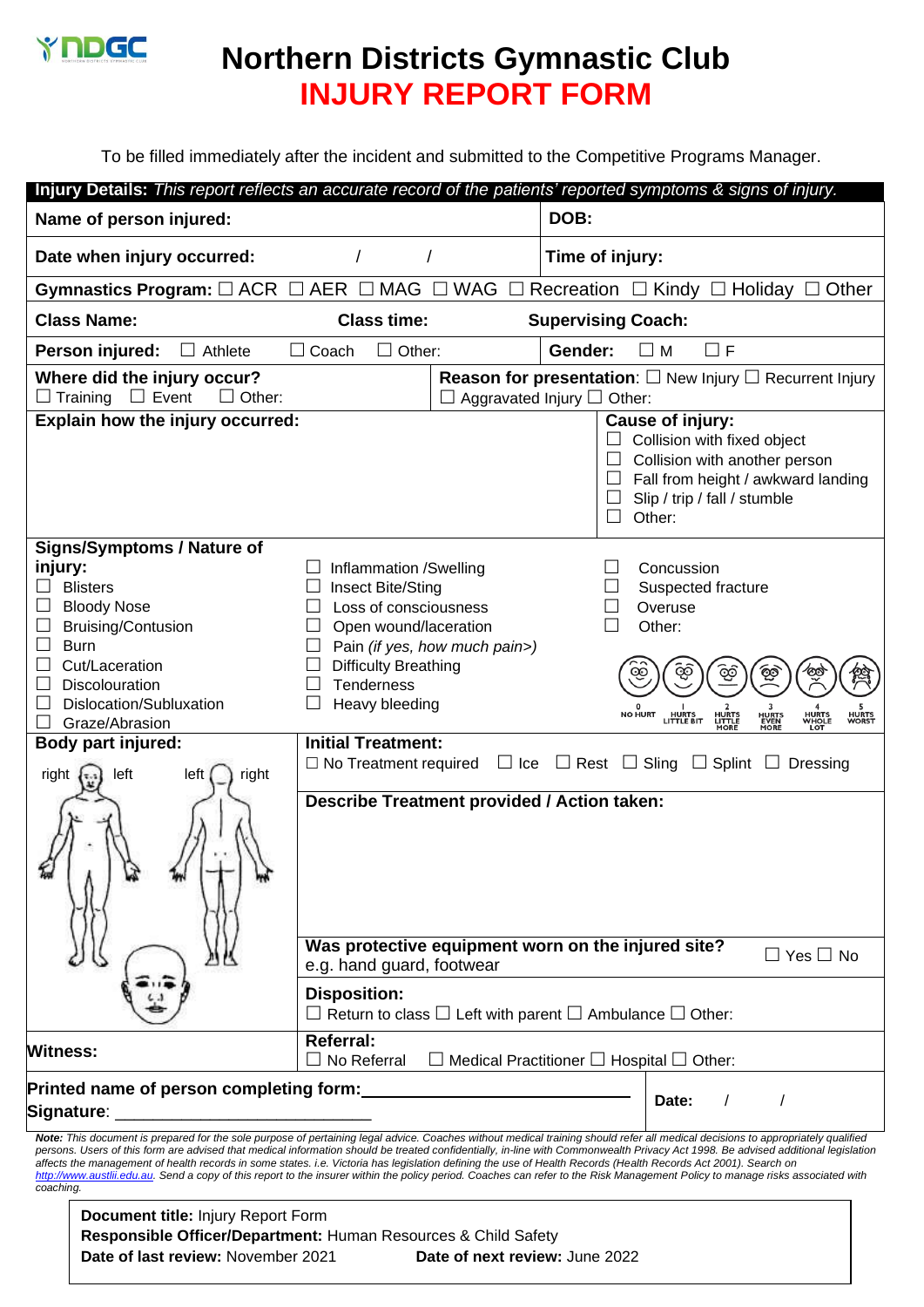# Northern Districts Gymnastic Club
# INJURY REPORT FORM

To be filled immediately after the incident and submitted to the Competitive Programs Manager.

**Injury Details:** *This report reflects an accurate record of the patients' reported symptoms & signs of injury.*

| **Name of person injured:** | **DOB:** |
|---|---|
| **Date when injury occurred:** / / | **Time of injury:** |

**Gymnastics Program:** ☐ ACR ☐ AER ☐ MAG ☐ WAG ☐ Recreation ☐ Kindy ☐ Holiday ☐ Other

**Class Name:** **Class time:** **Supervising Coach:**

**Person injured:** ☐ Athlete ☐ Coach ☐ Other: **Gender:** ☐ M ☐ F

**Where did the injury occur?** ☐ Training ☐ Event ☐ Other:

**Reason for presentation:** ☐ New Injury ☐ Recurrent Injury ☐ Aggravated Injury ☐ Other:

**Explain how the injury occurred:**

**Cause of injury:**
- ☐ Collision with fixed object
- ☐ Collision with another person
- ☐ Fall from height / awkward landing
- ☐ Slip / trip / fall / stumble
- ☐ Other:

**Signs/Symptoms / Nature of injury:**
- ☐ Blisters
- ☐ Bloody Nose
- ☐ Bruising/Contusion
- ☐ Burn
- ☐ Cut/Laceration
- ☐ Discolouration
- ☐ Dislocation/Subluxation
- ☐ Graze/Abrasion
- ☐ Inflammation /Swelling
- ☐ Insect Bite/Sting
- ☐ Loss of consciousness
- ☐ Open wound/laceration
- ☐ Pain *(if yes, how much pain>)*
- ☐ Difficulty Breathing
- ☐ Tenderness
- ☐ Heavy bleeding
- ☐ Concussion
- ☐ Suspected fracture
- ☐ Overuse
- ☐ Other:

0 NO HURT | 1 HURTS LITTLE BIT | 2 HURTS LITTLE MORE | 3 HURTS EVEN MORE | 4 HURTS WHOLE LOT | 5 HURTS WORST

**Body part injured:**

right left left right

**Initial Treatment:** ☐ No Treatment required ☐ Ice ☐ Rest ☐ Sling ☐ Splint ☐ Dressing

**Describe Treatment provided / Action taken:**

**Was protective equipment worn on the injured site?** e.g. hand guard, footwear ☐ Yes ☐ No

**Disposition:** ☐ Return to class ☐ Left with parent ☐ Ambulance ☐ Other:

**Witness:**

**Referral:** ☐ No Referral ☐ Medical Practitioner ☐ Hospital ☐ Other:

**Printed name of person completing form:**\_\_\_\_\_\_\_\_\_\_\_\_\_\_\_\_\_\_\_\_\_\_\_\_\_\_\_\_

**Signature**: \_\_\_\_\_\_\_\_\_\_\_\_\_\_\_\_\_\_\_\_\_\_\_\_\_\_\_\_

**Date:** / /

***Note:*** *This document is prepared for the sole purpose of pertaining legal advice. Coaches without medical training should refer all medical decisions to appropriately qualified persons. Users of this form are advised that medical information should be treated confidentially, in-line with Commonwealth Privacy Act 1998. Be advised additional legislation affects the management of health records in some states. i.e. Victoria has legislation defining the use of Health Records (Health Records Act 2001). Search on http://www.austlii.edu.au. Send a copy of this report to the insurer within the policy period. Coaches can refer to the Risk Management Policy to manage risks associated with coaching.*

**Document title:** Injury Report Form
**Responsible Officer/Department:** Human Resources & Child Safety
**Date of last review:** November 2021 **Date of next review:** June 2022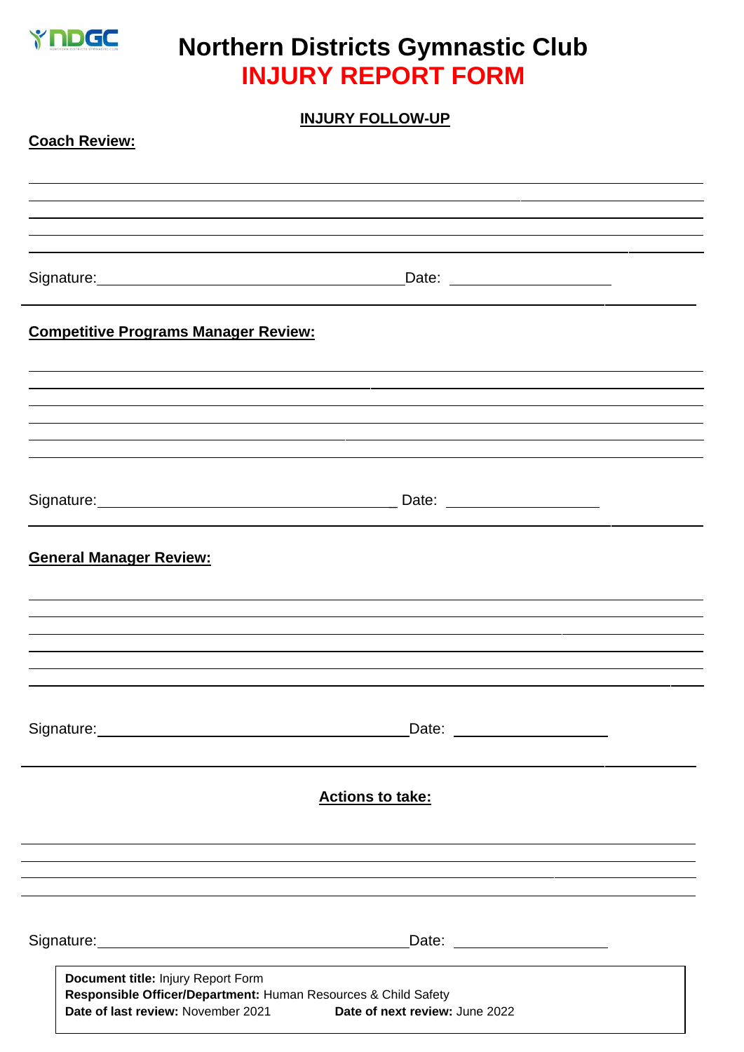# Northern Districts Gymnastic Club
# INJURY REPORT FORM

**INJURY FOLLOW-UP**

**Coach Review:**

Signature: ______________________ Date: ______________

**Competitive Programs Manager Review:**

Signature: ______________________ Date: ______________

**General Manager Review:**

Signature: ______________________ Date: ______________

**Actions to take:**

Signature: ______________________ Date: ______________

**Document title:** Injury Report Form
**Responsible Officer/Department:** Human Resources & Child Safety
**Date of last review:** November 2021 **Date of next review:** June 2022